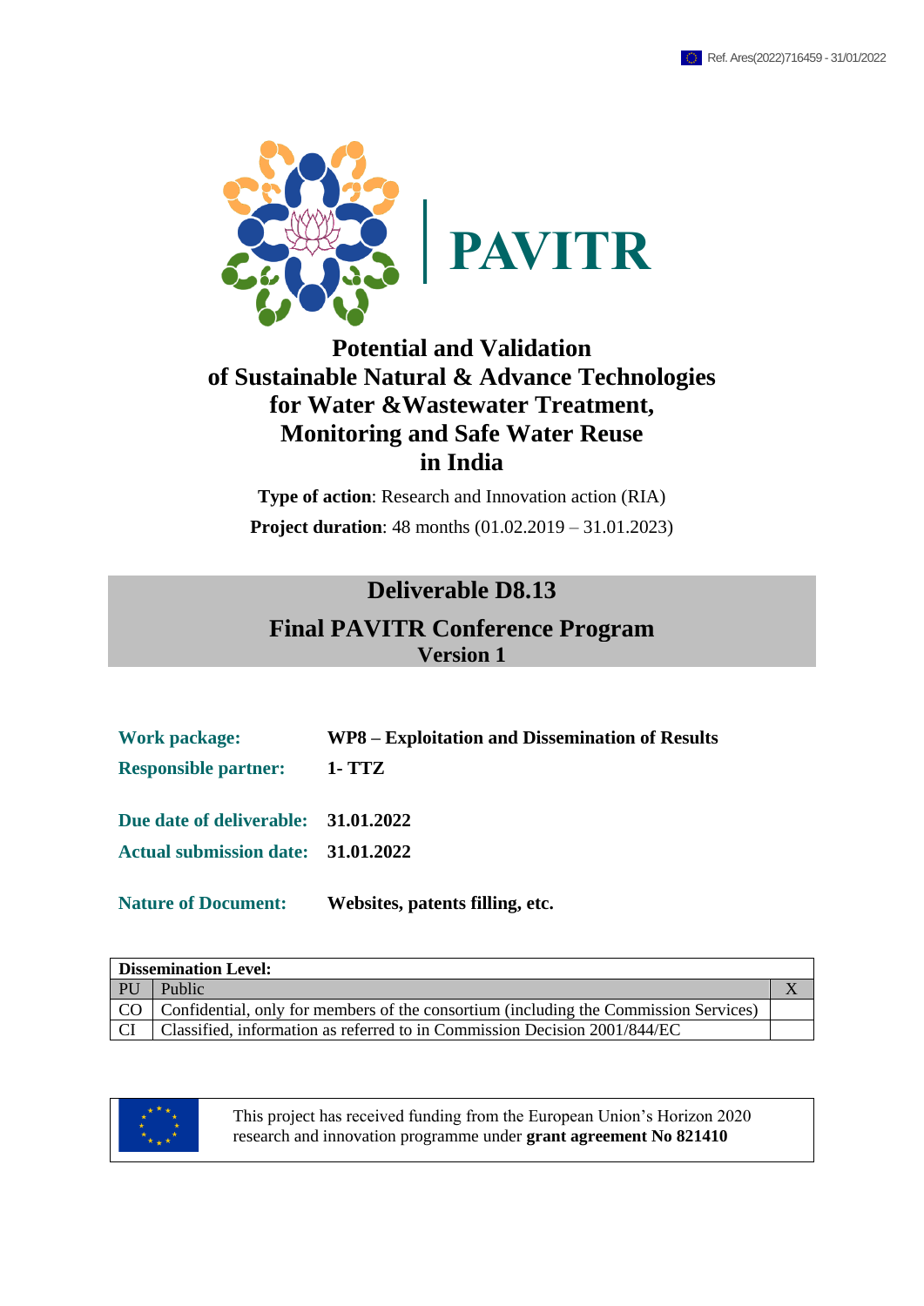Ref. Ares(2022)716459 - 31/01/2022

# PAVITR

## Potential and Validation of Sustainable Natural & Advance Technologies for Water &Wastewater Treatment, Monitoring and Safe Water Reuse in India

**Type of action**: Research and Innovation action (RIA)

**Project duration**: 48 months (01.02.2019 – 31.01.2023)

## Deliverable D8.13

## Final PAVITR Conference Program

**Version 1**

| | |
|---|---|
| **Work package:** | **WP8 – Exploitation and Dissemination of Results** |
| **Responsible partner:** | **1- TTZ** |
| **Due date of deliverable:** | **31.01.2022** |
| **Actual submission date:** | **31.01.2022** |
| **Nature of Document:** | **Websites, patents filling, etc.** |

| **Dissemination Level:** | | |
|---|---|---|
| PU | Public | X |
| CO | Confidential, only for members of the consortium (including the Commission Services) | |
| CI | Classified, information as referred to in Commission Decision 2001/844/EC | |

This project has received funding from the European Union's Horizon 2020 research and innovation programme under **grant agreement No 821410**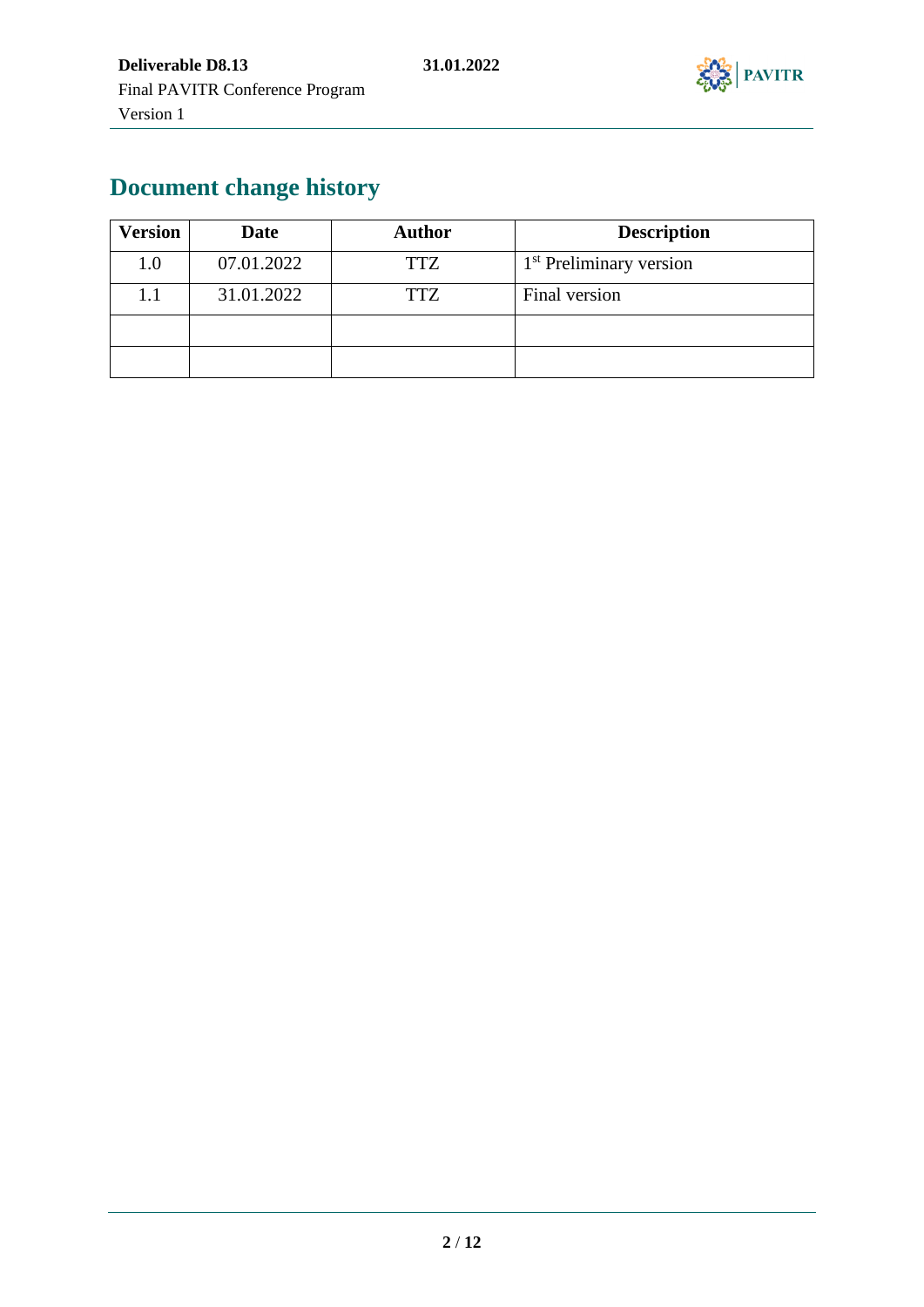# Document change history

| Version | Date | Author | Description |
|---|---|---|---|
| 1.0 | 07.01.2022 | TTZ | 1st Preliminary version |
| 1.1 | 31.01.2022 | TTZ | Final version |
| | | | |
| | | | |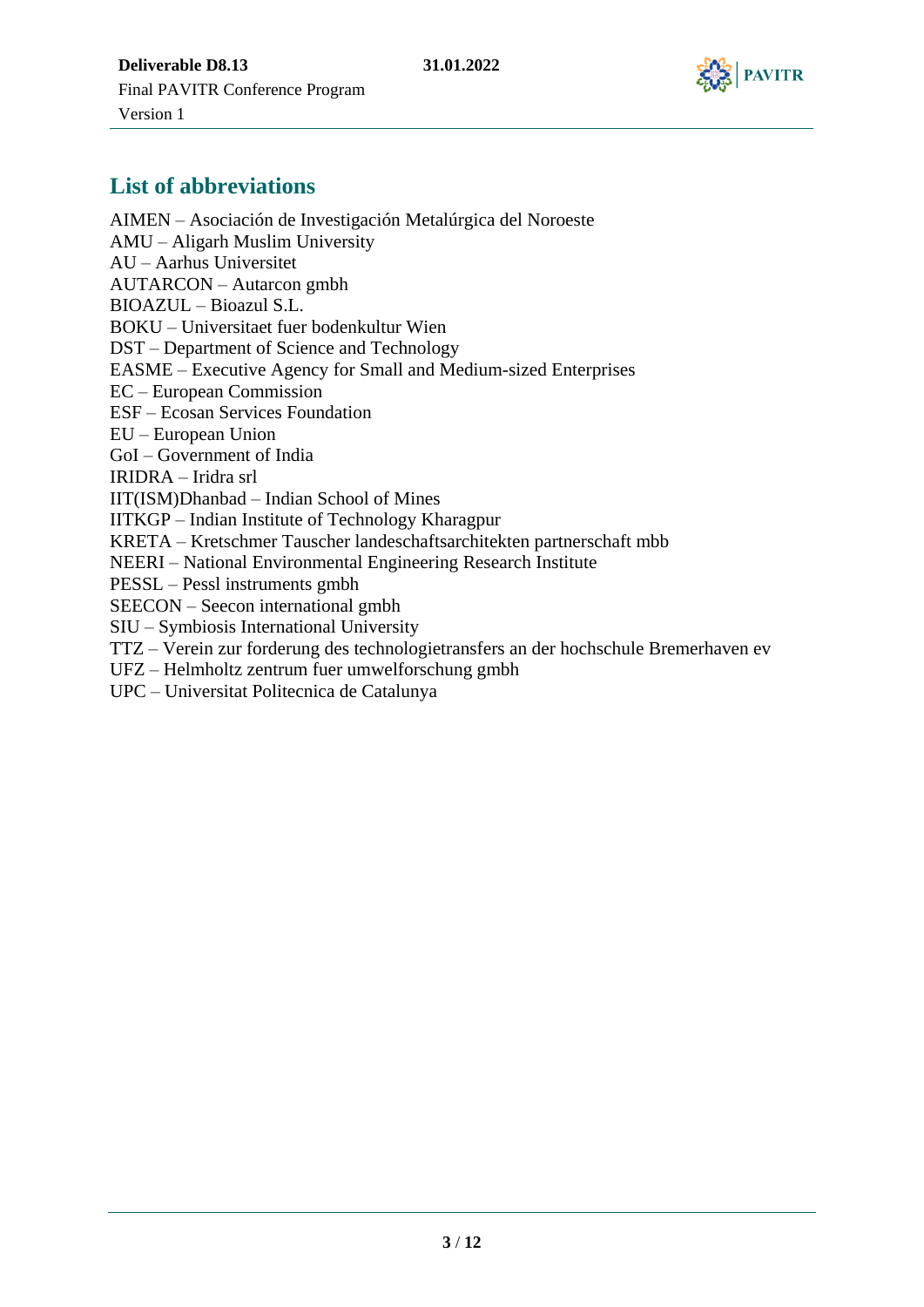## List of abbreviations

AIMEN – Asociación de Investigación Metalúrgica del Noroeste
AMU – Aligarh Muslim University
AU – Aarhus Universitet
AUTARCON – Autarcon gmbh
BIOAZUL – Bioazul S.L.
BOKU – Universitaet fuer bodenkultur Wien
DST – Department of Science and Technology
EASME – Executive Agency for Small and Medium-sized Enterprises
EC – European Commission
ESF – Ecosan Services Foundation
EU – European Union
GoI – Government of India
IRIDRA – Iridra srl
IIT(ISM)Dhanbad – Indian School of Mines
IITKGP – Indian Institute of Technology Kharagpur
KRETA – Kretschmer Tauscher landeschaftsarchitekten partnerschaft mbb
NEERI – National Environmental Engineering Research Institute
PESSL – Pessl instruments gmbh
SEECON – Seecon international gmbh
SIU – Symbiosis International University
TTZ – Verein zur forderung des technologietransfers an der hochschule Bremerhaven ev
UFZ – Helmholtz zentrum fuer umwelforschung gmbh
UPC – Universitat Politecnica de Catalunya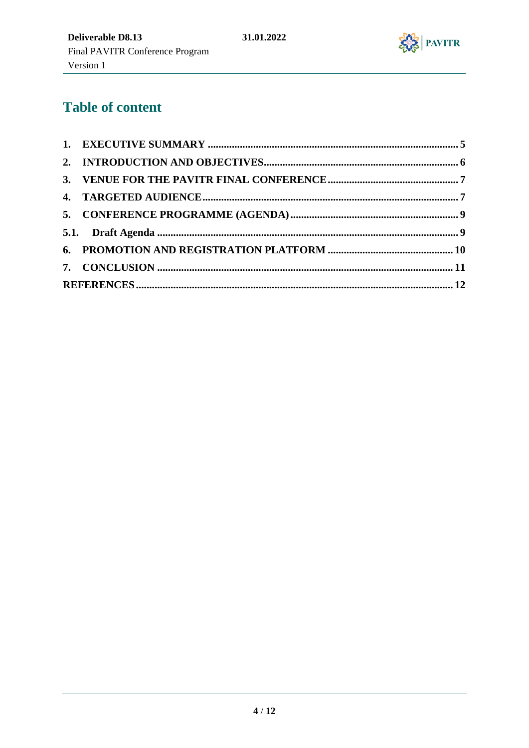## Table of content

1. EXECUTIVE SUMMARY ..... 5
2. INTRODUCTION AND OBJECTIVES ..... 6
3. VENUE FOR THE PAVITR FINAL CONFERENCE ..... 7
4. TARGETED AUDIENCE ..... 7
5. CONFERENCE PROGRAMME (AGENDA) ..... 9
5.1. Draft Agenda ..... 9
6. PROMOTION AND REGISTRATION PLATFORM ..... 10
7. CONCLUSION ..... 11

REFERENCES ..... 12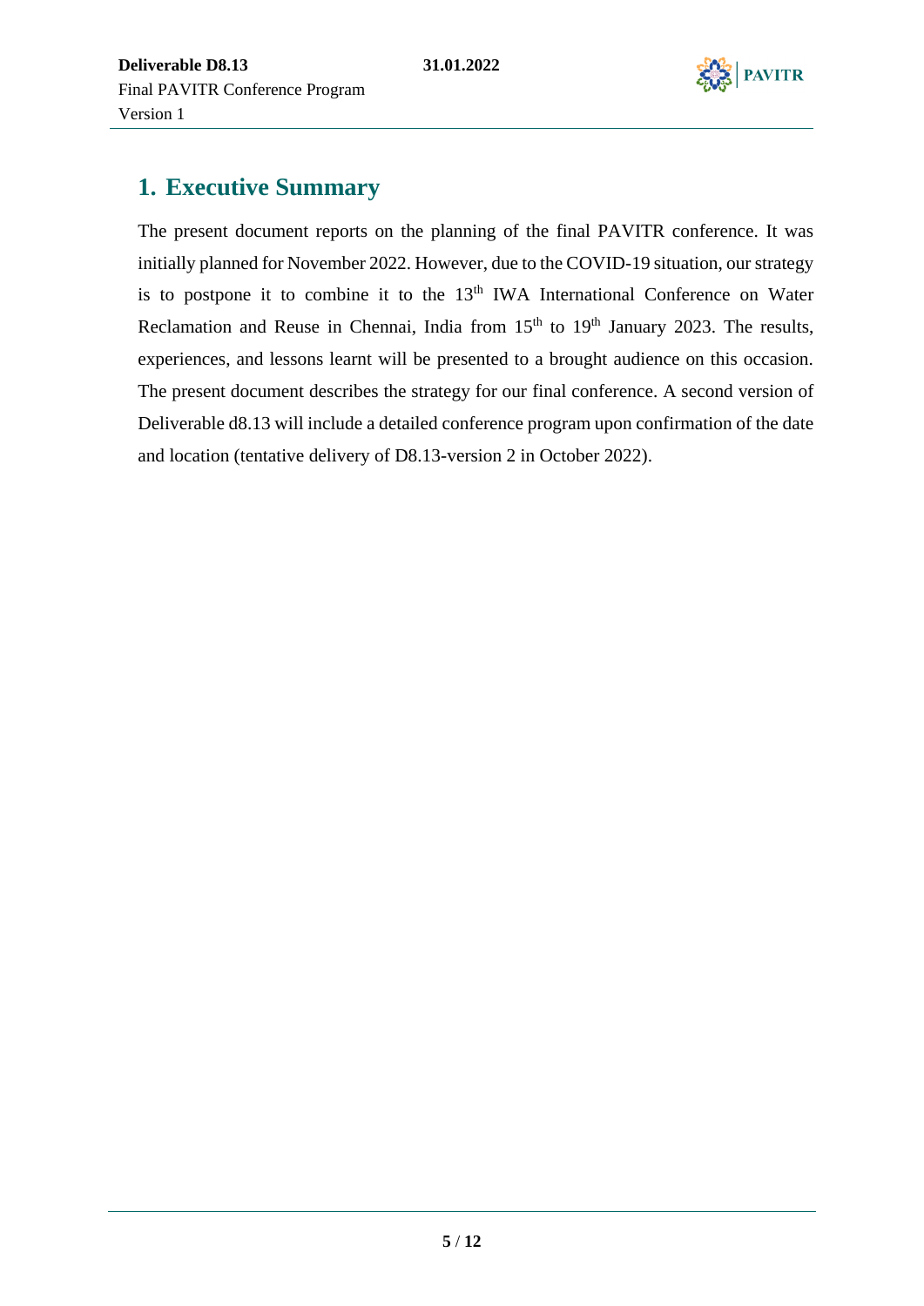# 1. Executive Summary

The present document reports on the planning of the final PAVITR conference. It was initially planned for November 2022. However, due to the COVID-19 situation, our strategy is to postpone it to combine it to the 13th IWA International Conference on Water Reclamation and Reuse in Chennai, India from 15th to 19th January 2023. The results, experiences, and lessons learnt will be presented to a brought audience on this occasion. The present document describes the strategy for our final conference. A second version of Deliverable d8.13 will include a detailed conference program upon confirmation of the date and location (tentative delivery of D8.13-version 2 in October 2022).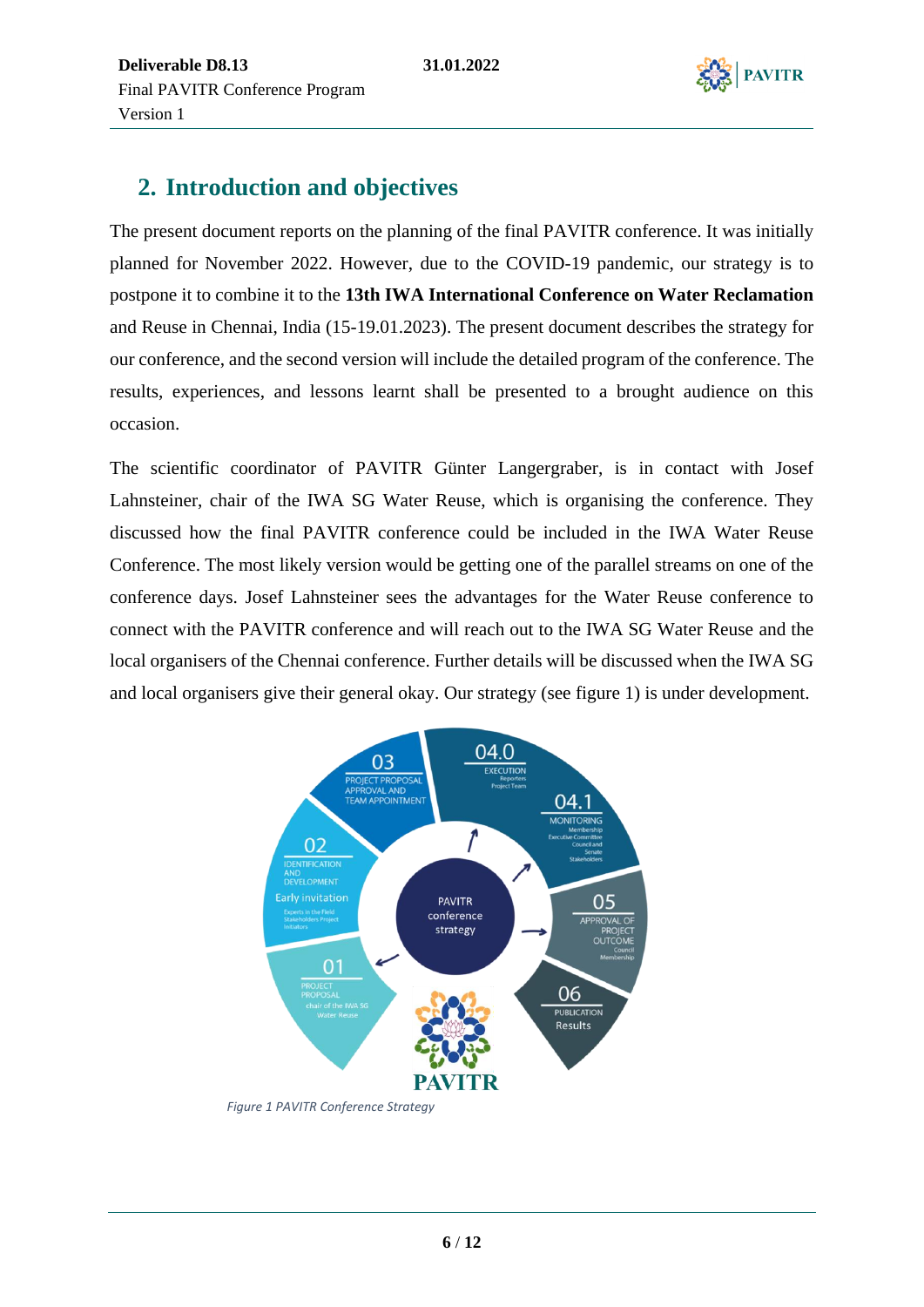## 2. Introduction and objectives

The present document reports on the planning of the final PAVITR conference. It was initially planned for November 2022. However, due to the COVID-19 pandemic, our strategy is to postpone it to combine it to the **13th IWA International Conference on Water Reclamation** and Reuse in Chennai, India (15-19.01.2023). The present document describes the strategy for our conference, and the second version will include the detailed program of the conference. The results, experiences, and lessons learnt shall be presented to a brought audience on this occasion.

The scientific coordinator of PAVITR Günter Langergraber, is in contact with Josef Lahnsteiner, chair of the IWA SG Water Reuse, which is organising the conference. They discussed how the final PAVITR conference could be included in the IWA Water Reuse Conference. The most likely version would be getting one of the parallel streams on one of the conference days. Josef Lahnsteiner sees the advantages for the Water Reuse conference to connect with the PAVITR conference and will reach out to the IWA SG Water Reuse and the local organisers of the Chennai conference. Further details will be discussed when the IWA SG and local organisers give their general okay. Our strategy (see figure 1) is under development.

*Figure 1 PAVITR Conference Strategy*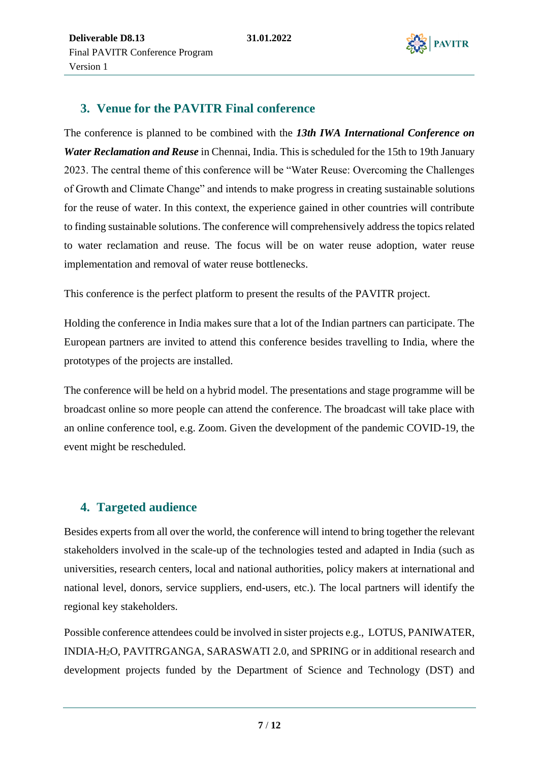## 3. Venue for the PAVITR Final conference

The conference is planned to be combined with the ***13th IWA International Conference on Water Reclamation and Reuse*** in Chennai, India. This is scheduled for the 15th to 19th January 2023. The central theme of this conference will be "Water Reuse: Overcoming the Challenges of Growth and Climate Change" and intends to make progress in creating sustainable solutions for the reuse of water. In this context, the experience gained in other countries will contribute to finding sustainable solutions. The conference will comprehensively address the topics related to water reclamation and reuse. The focus will be on water reuse adoption, water reuse implementation and removal of water reuse bottlenecks.

This conference is the perfect platform to present the results of the PAVITR project.

Holding the conference in India makes sure that a lot of the Indian partners can participate. The European partners are invited to attend this conference besides travelling to India, where the prototypes of the projects are installed.

The conference will be held on a hybrid model. The presentations and stage programme will be broadcast online so more people can attend the conference. The broadcast will take place with an online conference tool, e.g. Zoom. Given the development of the pandemic COVID-19, the event might be rescheduled.

## 4. Targeted audience

Besides experts from all over the world, the conference will intend to bring together the relevant stakeholders involved in the scale-up of the technologies tested and adapted in India (such as universities, research centers, local and national authorities, policy makers at international and national level, donors, service suppliers, end-users, etc.). The local partners will identify the regional key stakeholders.

Possible conference attendees could be involved in sister projects e.g., LOTUS, PANIWATER, INDIA-$H_2O$, PAVITRGANGA, SARASWATI 2.0, and SPRING or in additional research and development projects funded by the Department of Science and Technology (DST) and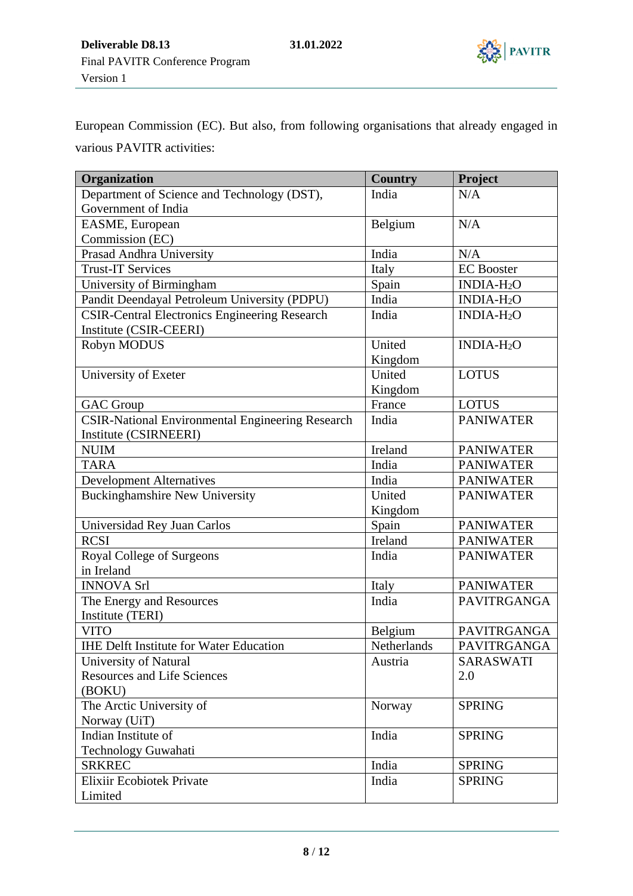European Commission (EC). But also, from following organisations that already engaged in various PAVITR activities:

| Organization | Country | Project |
|---|---|---|
| Department of Science and Technology (DST), Government of India | India | N/A |
| EASME, European Commission (EC) | Belgium | N/A |
| Prasad Andhra University | India | N/A |
| Trust-IT Services | Italy | EC Booster |
| University of Birmingham | Spain | INDIA-$H_2O$ |
| Pandit Deendayal Petroleum University (PDPU) | India | INDIA-$H_2O$ |
| CSIR-Central Electronics Engineering Research Institute (CSIR-CEERI) | India | INDIA-$H_2O$ |
| Robyn MODUS | United Kingdom | INDIA-$H_2O$ |
| University of Exeter | United Kingdom | LOTUS |
| GAC Group | France | LOTUS |
| CSIR-National Environmental Engineering Research Institute (CSIRNEERI) | India | PANIWATER |
| NUIM | Ireland | PANIWATER |
| TARA | India | PANIWATER |
| Development Alternatives | India | PANIWATER |
| Buckinghamshire New University | United Kingdom | PANIWATER |
| Universidad Rey Juan Carlos | Spain | PANIWATER |
| RCSI | Ireland | PANIWATER |
| Royal College of Surgeons in Ireland | India | PANIWATER |
| INNOVA Srl | Italy | PANIWATER |
| The Energy and Resources Institute (TERI) | India | PAVITRGANGA |
| VITO | Belgium | PAVITRGANGA |
| IHE Delft Institute for Water Education | Netherlands | PAVITRGANGA |
| University of Natural Resources and Life Sciences (BOKU) | Austria | SARASWATI 2.0 |
| The Arctic University of Norway (UiT) | Norway | SPRING |
| Indian Institute of Technology Guwahati | India | SPRING |
| SRKREC | India | SPRING |
| Elixiir Ecobiotek Private Limited | India | SPRING |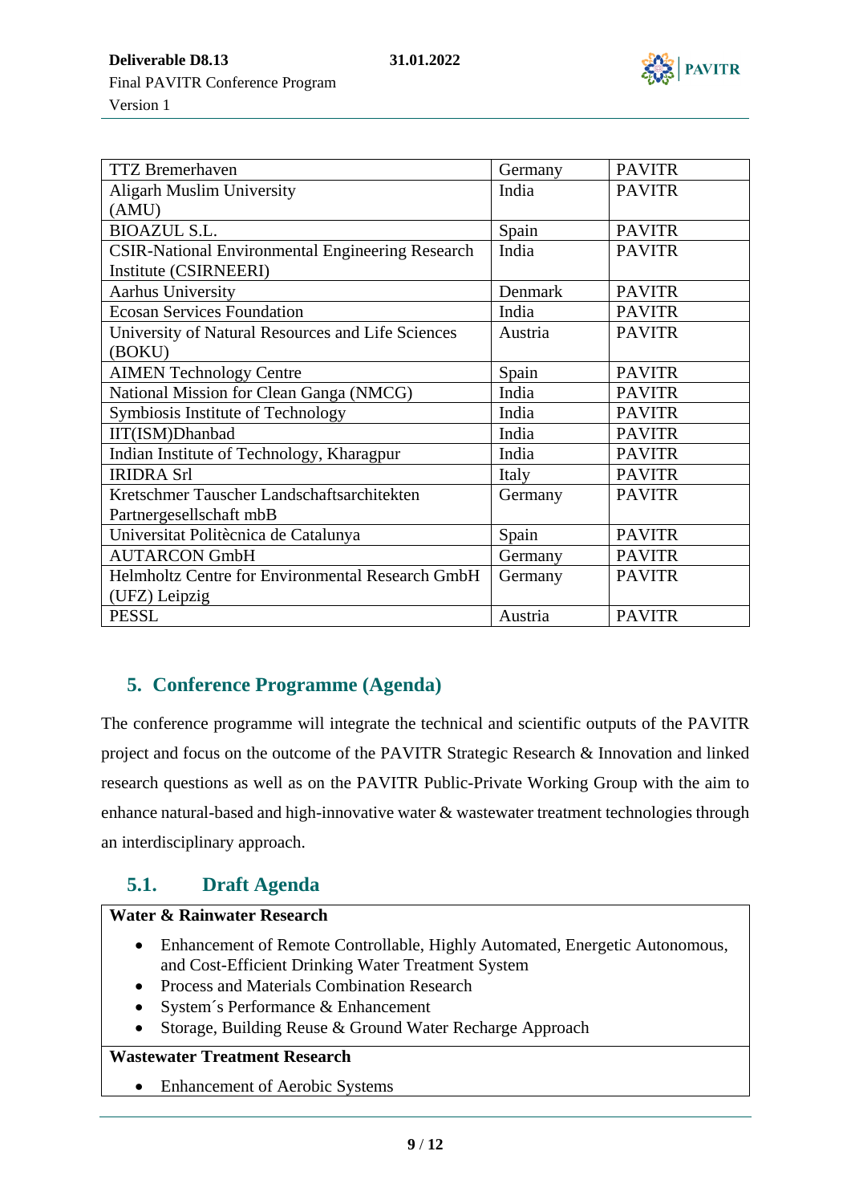| TTZ Bremerhaven | Germany | PAVITR |
|---|---|---|
| Aligarh Muslim University (AMU) | India | PAVITR |
| BIOAZUL S.L. | Spain | PAVITR |
| CSIR-National Environmental Engineering Research Institute (CSIRNEERI) | India | PAVITR |
| Aarhus University | Denmark | PAVITR |
| Ecosan Services Foundation | India | PAVITR |
| University of Natural Resources and Life Sciences (BOKU) | Austria | PAVITR |
| AIMEN Technology Centre | Spain | PAVITR |
| National Mission for Clean Ganga (NMCG) | India | PAVITR |
| Symbiosis Institute of Technology | India | PAVITR |
| IIT(ISM)Dhanbad | India | PAVITR |
| Indian Institute of Technology, Kharagpur | India | PAVITR |
| IRIDRA Srl | Italy | PAVITR |
| Kretschmer Tauscher Landschaftsarchitekten Partnergesellschaft mbB | Germany | PAVITR |
| Universitat Politècnica de Catalunya | Spain | PAVITR |
| AUTARCON GmbH | Germany | PAVITR |
| Helmholtz Centre for Environmental Research GmbH (UFZ) Leipzig | Germany | PAVITR |
| PESSL | Austria | PAVITR |

## 5. Conference Programme (Agenda)

The conference programme will integrate the technical and scientific outputs of the PAVITR project and focus on the outcome of the PAVITR Strategic Research & Innovation and linked research questions as well as on the PAVITR Public-Private Working Group with the aim to enhance natural-based and high-innovative water & wastewater treatment technologies through an interdisciplinary approach.

### 5.1. Draft Agenda

**Water & Rainwater Research**

- Enhancement of Remote Controllable, Highly Automated, Energetic Autonomous, and Cost-Efficient Drinking Water Treatment System
- Process and Materials Combination Research
- System´s Performance & Enhancement
- Storage, Building Reuse & Ground Water Recharge Approach

**Wastewater Treatment Research**

- Enhancement of Aerobic Systems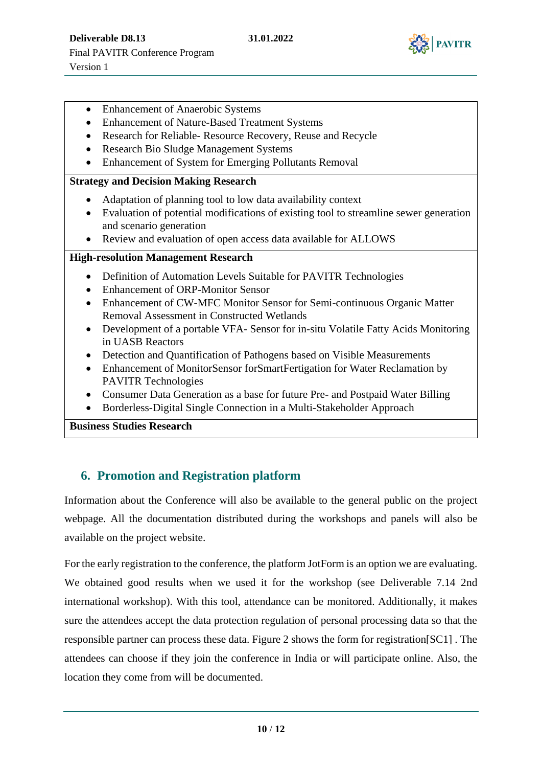- Enhancement of Anaerobic Systems
- Enhancement of Nature-Based Treatment Systems
- Research for Reliable- Resource Recovery, Reuse and Recycle
- Research Bio Sludge Management Systems
- Enhancement of System for Emerging Pollutants Removal

**Strategy and Decision Making Research**

- Adaptation of planning tool to low data availability context
- Evaluation of potential modifications of existing tool to streamline sewer generation and scenario generation
- Review and evaluation of open access data available for ALLOWS

**High-resolution Management Research**

- Definition of Automation Levels Suitable for PAVITR Technologies
- Enhancement of ORP-Monitor Sensor
- Enhancement of CW-MFC Monitor Sensor for Semi-continuous Organic Matter Removal Assessment in Constructed Wetlands
- Development of a portable VFA- Sensor for in-situ Volatile Fatty Acids Monitoring in UASB Reactors
- Detection and Quantification of Pathogens based on Visible Measurements
- Enhancement of MonitorSensor forSmartFertigation for Water Reclamation by PAVITR Technologies
- Consumer Data Generation as a base for future Pre- and Postpaid Water Billing
- Borderless-Digital Single Connection in a Multi-Stakeholder Approach

**Business Studies Research**

## 6. Promotion and Registration platform

Information about the Conference will also be available to the general public on the project webpage. All the documentation distributed during the workshops and panels will also be available on the project website.

For the early registration to the conference, the platform JotForm is an option we are evaluating. We obtained good results when we used it for the workshop (see Deliverable 7.14 2nd international workshop). With this tool, attendance can be monitored. Additionally, it makes sure the attendees accept the data protection regulation of personal processing data so that the responsible partner can process these data. Figure 2 shows the form for registration[SC1] . The attendees can choose if they join the conference in India or will participate online. Also, the location they come from will be documented.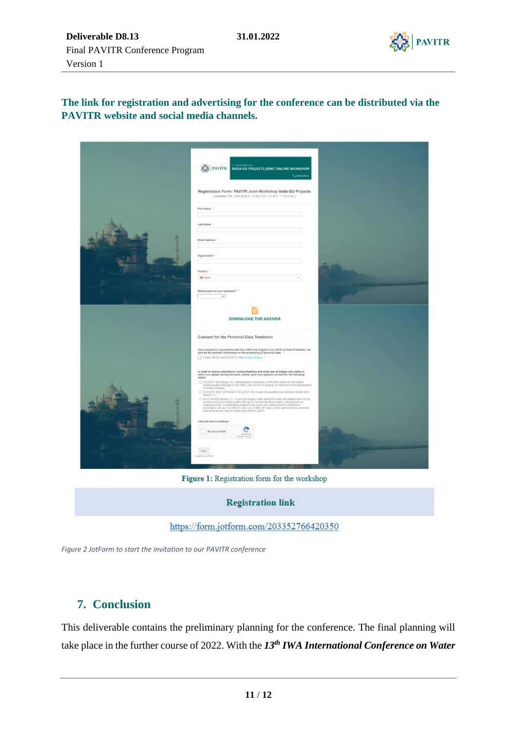**The link for registration and advertising for the conference can be distributed via the PAVITR website and social media channels.**

**Figure 1:** Registration form for the workshop

**Registration link**

https://form.jotform.com/203352766420350

*Figure 2 JotForm to start the invitation to our PAVITR conference*

## 7. Conclusion

This deliverable contains the preliminary planning for the conference. The final planning will take place in the further course of 2022. With the ***13th IWA International Conference on Water***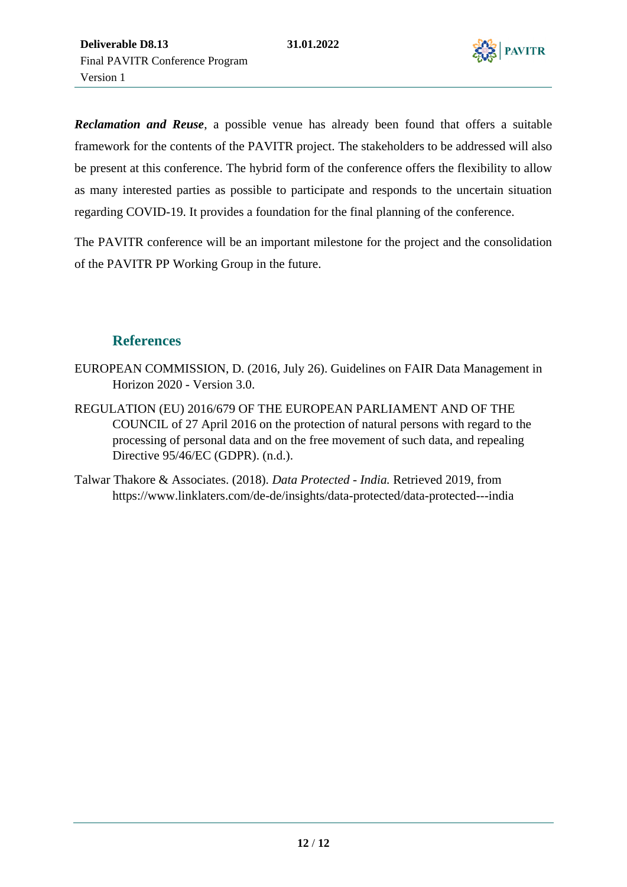***Reclamation and Reuse***, a possible venue has already been found that offers a suitable framework for the contents of the PAVITR project. The stakeholders to be addressed will also be present at this conference. The hybrid form of the conference offers the flexibility to allow as many interested parties as possible to participate and responds to the uncertain situation regarding COVID-19. It provides a foundation for the final planning of the conference.

The PAVITR conference will be an important milestone for the project and the consolidation of the PAVITR PP Working Group in the future.

## References

EUROPEAN COMMISSION, D. (2016, July 26). Guidelines on FAIR Data Management in Horizon 2020 - Version 3.0.

REGULATION (EU) 2016/679 OF THE EUROPEAN PARLIAMENT AND OF THE COUNCIL of 27 April 2016 on the protection of natural persons with regard to the processing of personal data and on the free movement of such data, and repealing Directive 95/46/EC (GDPR). (n.d.).

Talwar Thakore & Associates. (2018). *Data Protected - India.* Retrieved 2019, from https://www.linklaters.com/de-de/insights/data-protected/data-protected---india